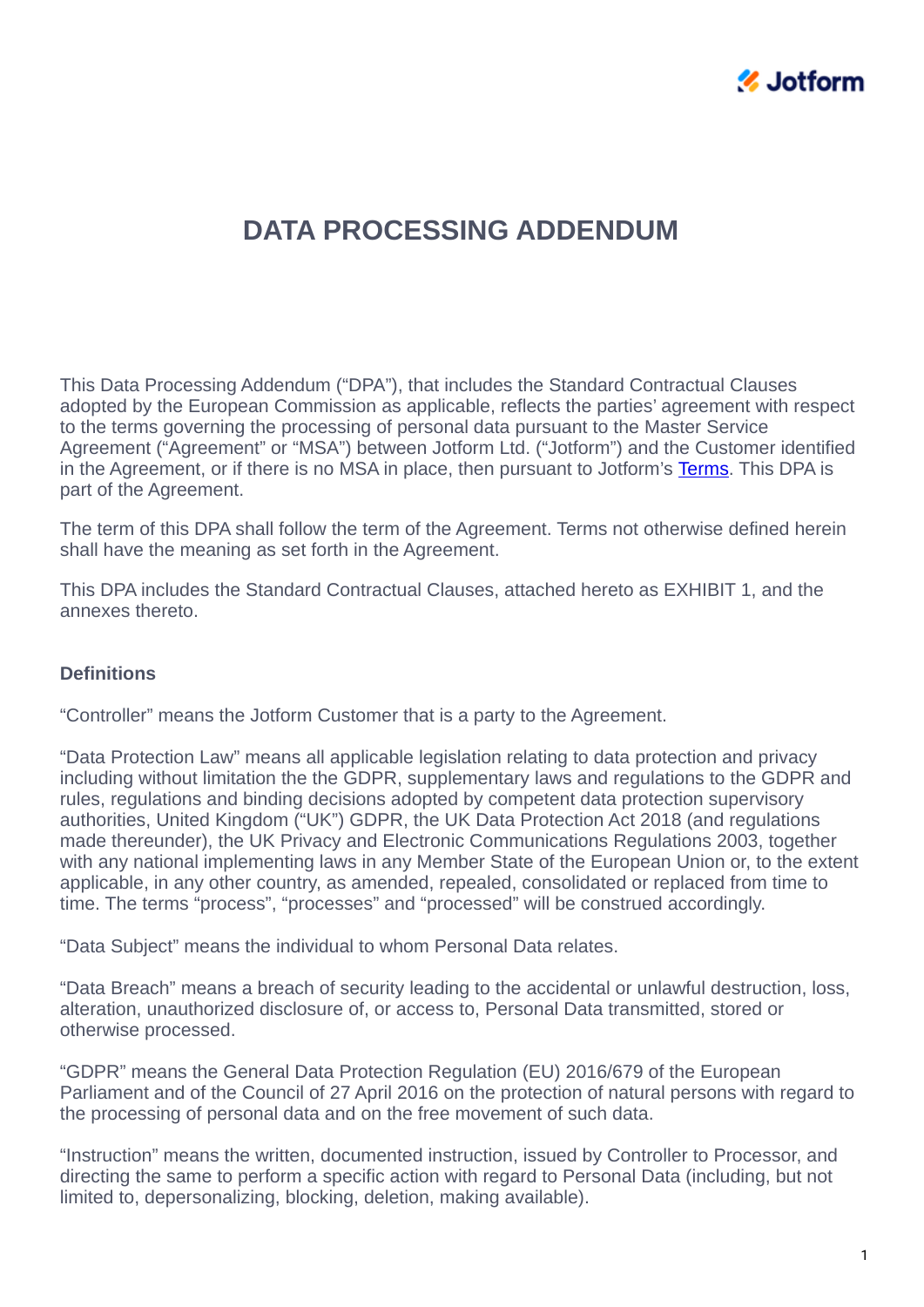# DATA PROCESSING ADDENDUM

This Data Processing Addendum ("DPA"), that includes the Standard Contractual Clauses adopted by the European Commission as applicable, reflects the parties' agreement with respect to the terms governing the processing of personal data pursuant to the Master Service Agreement ("Agreement" or "MSA") between Jotform Ltd. ("Jotform") and the Customer identified in the Agreement, or if there is no MSA in place, then pursuant to Jotform's Terms. This DPA is part of the Agreement.

The term of this DPA shall follow the term of the Agreement. Terms not otherwise defined herein shall have the meaning as set forth in the Agreement.

This DPA includes the Standard Contractual Clauses, attached hereto as EXHIBIT 1, and the annexes thereto.

**Definitions**

"Controller" means the Jotform Customer that is a party to the Agreement.

"Data Protection Law" means all applicable legislation relating to data protection and privacy including without limitation the the GDPR, supplementary laws and regulations to the GDPR and rules, regulations and binding decisions adopted by competent data protection supervisory authorities, United Kingdom ("UK") GDPR, the UK Data Protection Act 2018 (and regulations made thereunder), the UK Privacy and Electronic Communications Regulations 2003, together with any national implementing laws in any Member State of the European Union or, to the extent applicable, in any other country, as amended, repealed, consolidated or replaced from time to time. The terms "process", "processes" and "processed" will be construed accordingly.

"Data Subject" means the individual to whom Personal Data relates.

"Data Breach" means a breach of security leading to the accidental or unlawful destruction, loss, alteration, unauthorized disclosure of, or access to, Personal Data transmitted, stored or otherwise processed.

"GDPR" means the General Data Protection Regulation (EU) 2016/679 of the European Parliament and of the Council of 27 April 2016 on the protection of natural persons with regard to the processing of personal data and on the free movement of such data.

"Instruction" means the written, documented instruction, issued by Controller to Processor, and directing the same to perform a specific action with regard to Personal Data (including, but not limited to, depersonalizing, blocking, deletion, making available).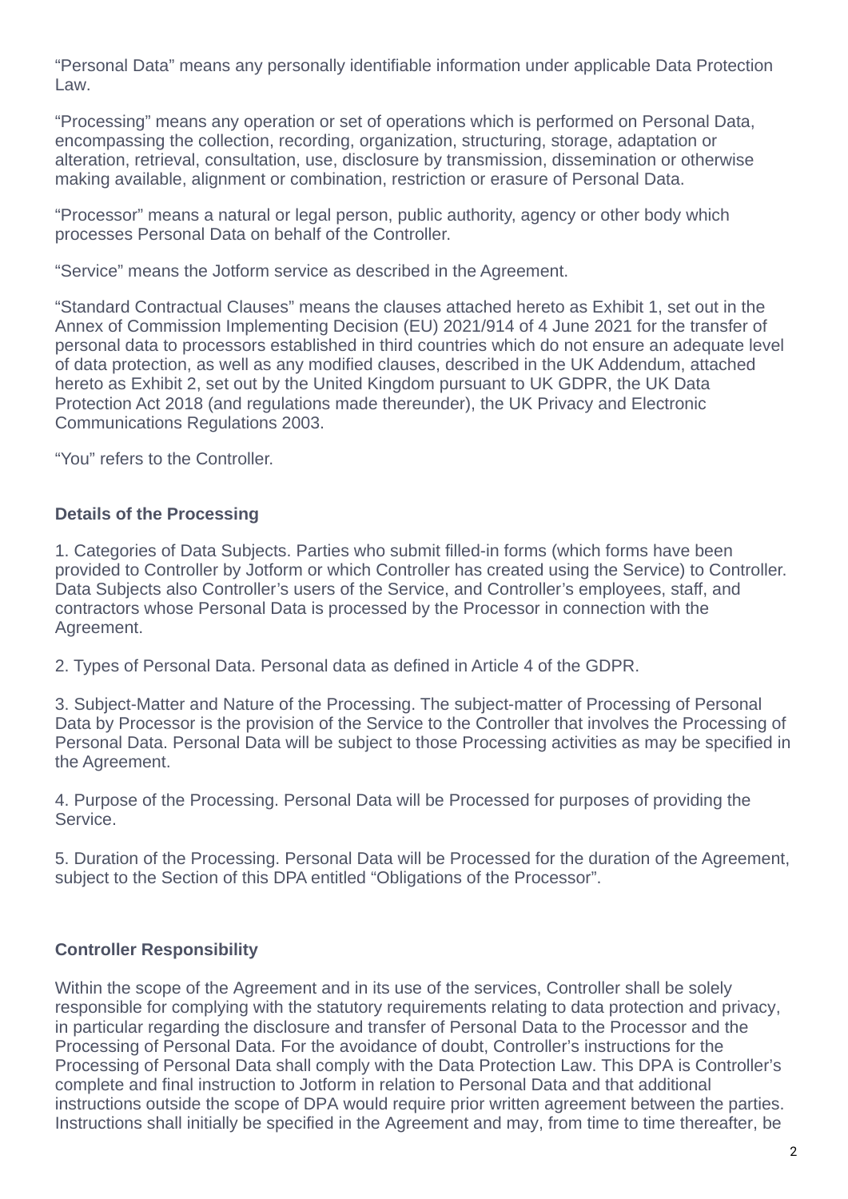“Personal Data” means any personally identifiable information under applicable Data Protection Law.

“Processing” means any operation or set of operations which is performed on Personal Data, encompassing the collection, recording, organization, structuring, storage, adaptation or alteration, retrieval, consultation, use, disclosure by transmission, dissemination or otherwise making available, alignment or combination, restriction or erasure of Personal Data.

“Processor” means a natural or legal person, public authority, agency or other body which processes Personal Data on behalf of the Controller.

“Service” means the Jotform service as described in the Agreement.

“Standard Contractual Clauses” means the clauses attached hereto as Exhibit 1, set out in the Annex of Commission Implementing Decision (EU) 2021/914 of 4 June 2021 for the transfer of personal data to processors established in third countries which do not ensure an adequate level of data protection, as well as any modified clauses, described in the UK Addendum, attached hereto as Exhibit 2, set out by the United Kingdom pursuant to UK GDPR, the UK Data Protection Act 2018 (and regulations made thereunder), the UK Privacy and Electronic Communications Regulations 2003.

“You” refers to the Controller.

**Details of the Processing**

1. Categories of Data Subjects. Parties who submit filled-in forms (which forms have been provided to Controller by Jotform or which Controller has created using the Service) to Controller. Data Subjects also Controller’s users of the Service, and Controller’s employees, staff, and contractors whose Personal Data is processed by the Processor in connection with the Agreement.

2. Types of Personal Data. Personal data as defined in Article 4 of the GDPR.

3. Subject-Matter and Nature of the Processing. The subject-matter of Processing of Personal Data by Processor is the provision of the Service to the Controller that involves the Processing of Personal Data. Personal Data will be subject to those Processing activities as may be specified in the Agreement.

4. Purpose of the Processing. Personal Data will be Processed for purposes of providing the Service.

5. Duration of the Processing. Personal Data will be Processed for the duration of the Agreement, subject to the Section of this DPA entitled “Obligations of the Processor”.

**Controller Responsibility**

Within the scope of the Agreement and in its use of the services, Controller shall be solely responsible for complying with the statutory requirements relating to data protection and privacy, in particular regarding the disclosure and transfer of Personal Data to the Processor and the Processing of Personal Data. For the avoidance of doubt, Controller’s instructions for the Processing of Personal Data shall comply with the Data Protection Law. This DPA is Controller’s complete and final instruction to Jotform in relation to Personal Data and that additional instructions outside the scope of DPA would require prior written agreement between the parties. Instructions shall initially be specified in the Agreement and may, from time to time thereafter, be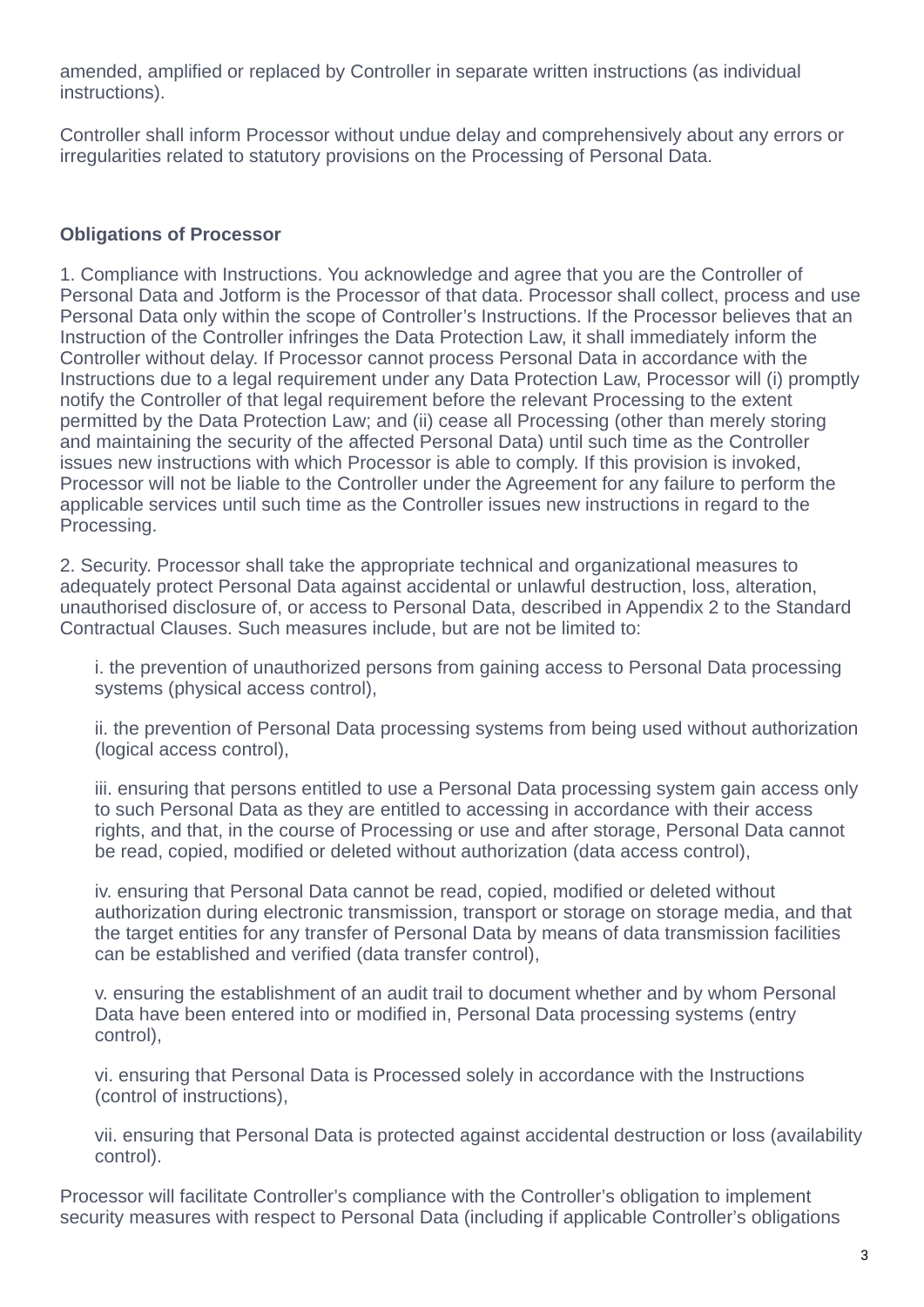amended, amplified or replaced by Controller in separate written instructions (as individual instructions).

Controller shall inform Processor without undue delay and comprehensively about any errors or irregularities related to statutory provisions on the Processing of Personal Data.

**Obligations of Processor**

1. Compliance with Instructions. You acknowledge and agree that you are the Controller of Personal Data and Jotform is the Processor of that data. Processor shall collect, process and use Personal Data only within the scope of Controller's Instructions. If the Processor believes that an Instruction of the Controller infringes the Data Protection Law, it shall immediately inform the Controller without delay. If Processor cannot process Personal Data in accordance with the Instructions due to a legal requirement under any Data Protection Law, Processor will (i) promptly notify the Controller of that legal requirement before the relevant Processing to the extent permitted by the Data Protection Law; and (ii) cease all Processing (other than merely storing and maintaining the security of the affected Personal Data) until such time as the Controller issues new instructions with which Processor is able to comply. If this provision is invoked, Processor will not be liable to the Controller under the Agreement for any failure to perform the applicable services until such time as the Controller issues new instructions in regard to the Processing.

2. Security. Processor shall take the appropriate technical and organizational measures to adequately protect Personal Data against accidental or unlawful destruction, loss, alteration, unauthorised disclosure of, or access to Personal Data, described in Appendix 2 to the Standard Contractual Clauses. Such measures include, but are not be limited to:

i. the prevention of unauthorized persons from gaining access to Personal Data processing systems (physical access control),

ii. the prevention of Personal Data processing systems from being used without authorization (logical access control),

iii. ensuring that persons entitled to use a Personal Data processing system gain access only to such Personal Data as they are entitled to accessing in accordance with their access rights, and that, in the course of Processing or use and after storage, Personal Data cannot be read, copied, modified or deleted without authorization (data access control),

iv. ensuring that Personal Data cannot be read, copied, modified or deleted without authorization during electronic transmission, transport or storage on storage media, and that the target entities for any transfer of Personal Data by means of data transmission facilities can be established and verified (data transfer control),

v. ensuring the establishment of an audit trail to document whether and by whom Personal Data have been entered into or modified in, Personal Data processing systems (entry control),

vi. ensuring that Personal Data is Processed solely in accordance with the Instructions (control of instructions),

vii. ensuring that Personal Data is protected against accidental destruction or loss (availability control).

Processor will facilitate Controller's compliance with the Controller's obligation to implement security measures with respect to Personal Data (including if applicable Controller's obligations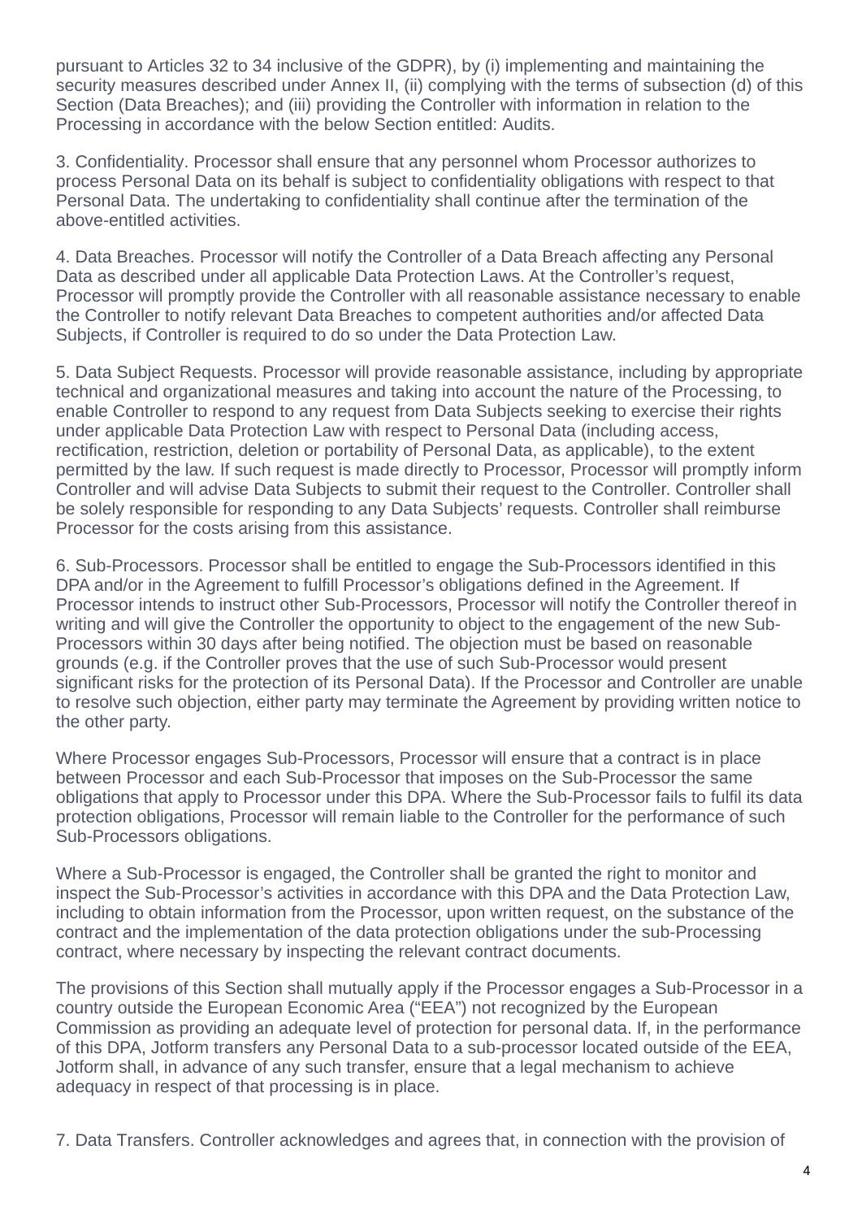pursuant to Articles 32 to 34 inclusive of the GDPR), by (i) implementing and maintaining the security measures described under Annex II, (ii) complying with the terms of subsection (d) of this Section (Data Breaches); and (iii) providing the Controller with information in relation to the Processing in accordance with the below Section entitled: Audits.

3. Confidentiality. Processor shall ensure that any personnel whom Processor authorizes to process Personal Data on its behalf is subject to confidentiality obligations with respect to that Personal Data. The undertaking to confidentiality shall continue after the termination of the above-entitled activities.

4. Data Breaches. Processor will notify the Controller of a Data Breach affecting any Personal Data as described under all applicable Data Protection Laws. At the Controller's request, Processor will promptly provide the Controller with all reasonable assistance necessary to enable the Controller to notify relevant Data Breaches to competent authorities and/or affected Data Subjects, if Controller is required to do so under the Data Protection Law.

5. Data Subject Requests. Processor will provide reasonable assistance, including by appropriate technical and organizational measures and taking into account the nature of the Processing, to enable Controller to respond to any request from Data Subjects seeking to exercise their rights under applicable Data Protection Law with respect to Personal Data (including access, rectification, restriction, deletion or portability of Personal Data, as applicable), to the extent permitted by the law. If such request is made directly to Processor, Processor will promptly inform Controller and will advise Data Subjects to submit their request to the Controller. Controller shall be solely responsible for responding to any Data Subjects' requests. Controller shall reimburse Processor for the costs arising from this assistance.

6. Sub-Processors. Processor shall be entitled to engage the Sub-Processors identified in this DPA and/or in the Agreement to fulfill Processor's obligations defined in the Agreement. If Processor intends to instruct other Sub-Processors, Processor will notify the Controller thereof in writing and will give the Controller the opportunity to object to the engagement of the new Sub-Processors within 30 days after being notified. The objection must be based on reasonable grounds (e.g. if the Controller proves that the use of such Sub-Processor would present significant risks for the protection of its Personal Data). If the Processor and Controller are unable to resolve such objection, either party may terminate the Agreement by providing written notice to the other party.

Where Processor engages Sub-Processors, Processor will ensure that a contract is in place between Processor and each Sub-Processor that imposes on the Sub-Processor the same obligations that apply to Processor under this DPA. Where the Sub-Processor fails to fulfil its data protection obligations, Processor will remain liable to the Controller for the performance of such Sub-Processors obligations.

Where a Sub-Processor is engaged, the Controller shall be granted the right to monitor and inspect the Sub-Processor's activities in accordance with this DPA and the Data Protection Law, including to obtain information from the Processor, upon written request, on the substance of the contract and the implementation of the data protection obligations under the sub-Processing contract, where necessary by inspecting the relevant contract documents.

The provisions of this Section shall mutually apply if the Processor engages a Sub-Processor in a country outside the European Economic Area ("EEA") not recognized by the European Commission as providing an adequate level of protection for personal data. If, in the performance of this DPA, Jotform transfers any Personal Data to a sub-processor located outside of the EEA, Jotform shall, in advance of any such transfer, ensure that a legal mechanism to achieve adequacy in respect of that processing is in place.

7. Data Transfers. Controller acknowledges and agrees that, in connection with the provision of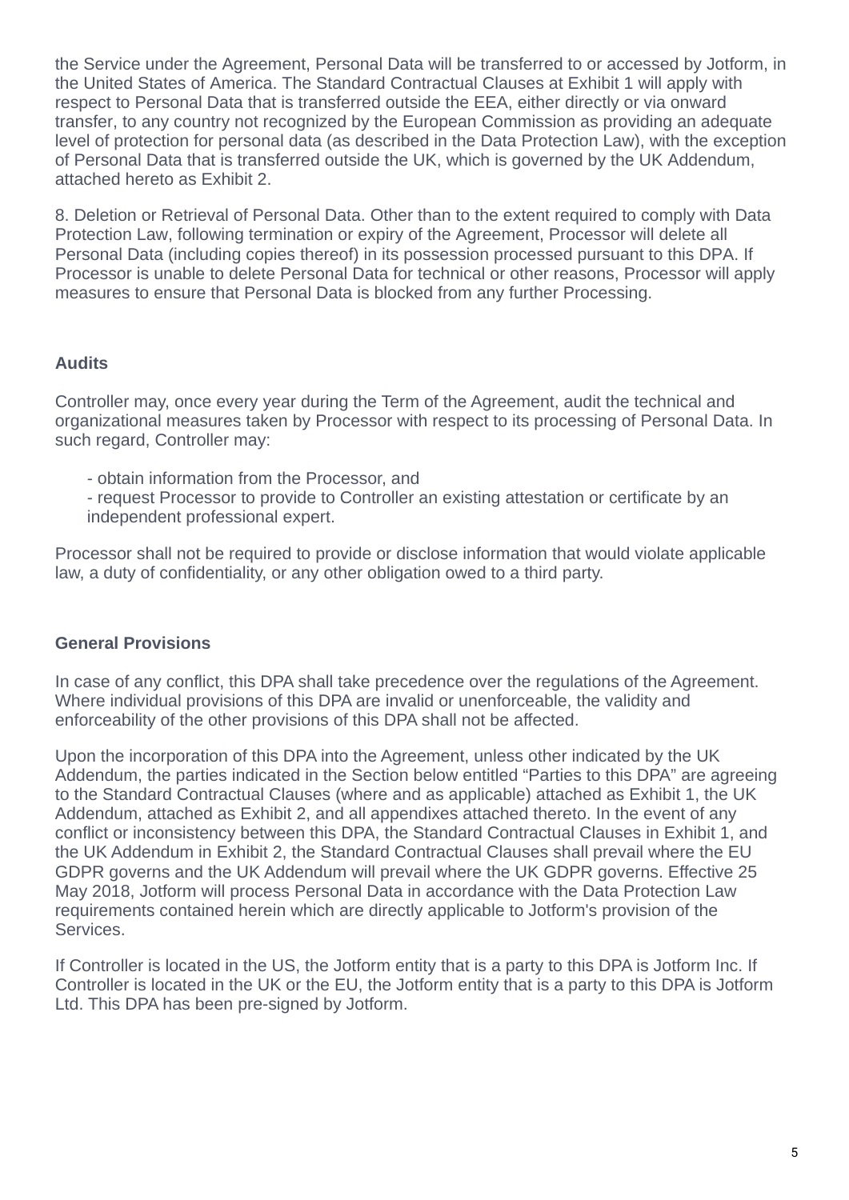the Service under the Agreement, Personal Data will be transferred to or accessed by Jotform, in the United States of America. The Standard Contractual Clauses at Exhibit 1 will apply with respect to Personal Data that is transferred outside the EEA, either directly or via onward transfer, to any country not recognized by the European Commission as providing an adequate level of protection for personal data (as described in the Data Protection Law), with the exception of Personal Data that is transferred outside the UK, which is governed by the UK Addendum, attached hereto as Exhibit 2.

8. Deletion or Retrieval of Personal Data. Other than to the extent required to comply with Data Protection Law, following termination or expiry of the Agreement, Processor will delete all Personal Data (including copies thereof) in its possession processed pursuant to this DPA. If Processor is unable to delete Personal Data for technical or other reasons, Processor will apply measures to ensure that Personal Data is blocked from any further Processing.

**Audits**

Controller may, once every year during the Term of the Agreement, audit the technical and organizational measures taken by Processor with respect to its processing of Personal Data. In such regard, Controller may:

- obtain information from the Processor, and
- request Processor to provide to Controller an existing attestation or certificate by an independent professional expert.

Processor shall not be required to provide or disclose information that would violate applicable law, a duty of confidentiality, or any other obligation owed to a third party.

**General Provisions**

In case of any conflict, this DPA shall take precedence over the regulations of the Agreement. Where individual provisions of this DPA are invalid or unenforceable, the validity and enforceability of the other provisions of this DPA shall not be affected.

Upon the incorporation of this DPA into the Agreement, unless other indicated by the UK Addendum, the parties indicated in the Section below entitled “Parties to this DPA” are agreeing to the Standard Contractual Clauses (where and as applicable) attached as Exhibit 1, the UK Addendum, attached as Exhibit 2, and all appendixes attached thereto. In the event of any conflict or inconsistency between this DPA, the Standard Contractual Clauses in Exhibit 1, and the UK Addendum in Exhibit 2, the Standard Contractual Clauses shall prevail where the EU GDPR governs and the UK Addendum will prevail where the UK GDPR governs. Effective 25 May 2018, Jotform will process Personal Data in accordance with the Data Protection Law requirements contained herein which are directly applicable to Jotform's provision of the Services.

If Controller is located in the US, the Jotform entity that is a party to this DPA is Jotform Inc. If Controller is located in the UK or the EU, the Jotform entity that is a party to this DPA is Jotform Ltd. This DPA has been pre-signed by Jotform.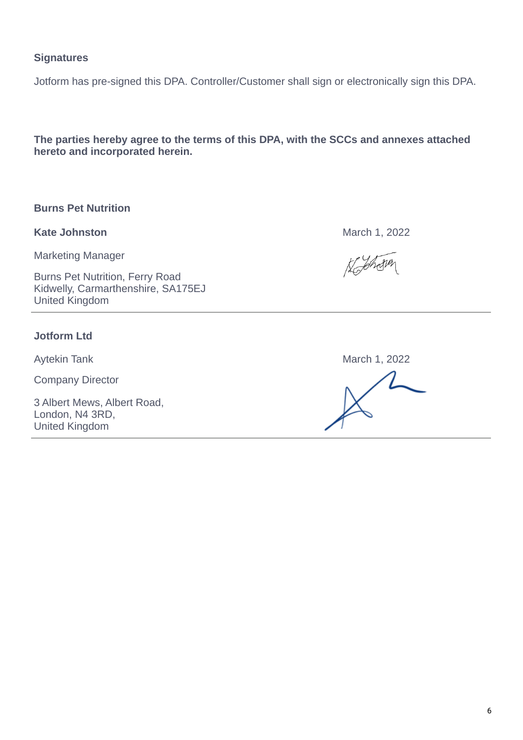**Signatures**

Jotform has pre-signed this DPA. Controller/Customer shall sign or electronically sign this DPA.

**The parties hereby agree to the terms of this DPA, with the SCCs and annexes attached hereto and incorporated herein.**

**Burns Pet Nutrition**

**Kate Johnston**

March 1, 2022

Marketing Manager

Burns Pet Nutrition, Ferry Road
Kidwelly, Carmarthenshire, SA175EJ
United Kingdom

---

**Jotform Ltd**

Aytekin Tank

March 1, 2022

Company Director

3 Albert Mews, Albert Road,
London, N4 3RD,
United Kingdom

---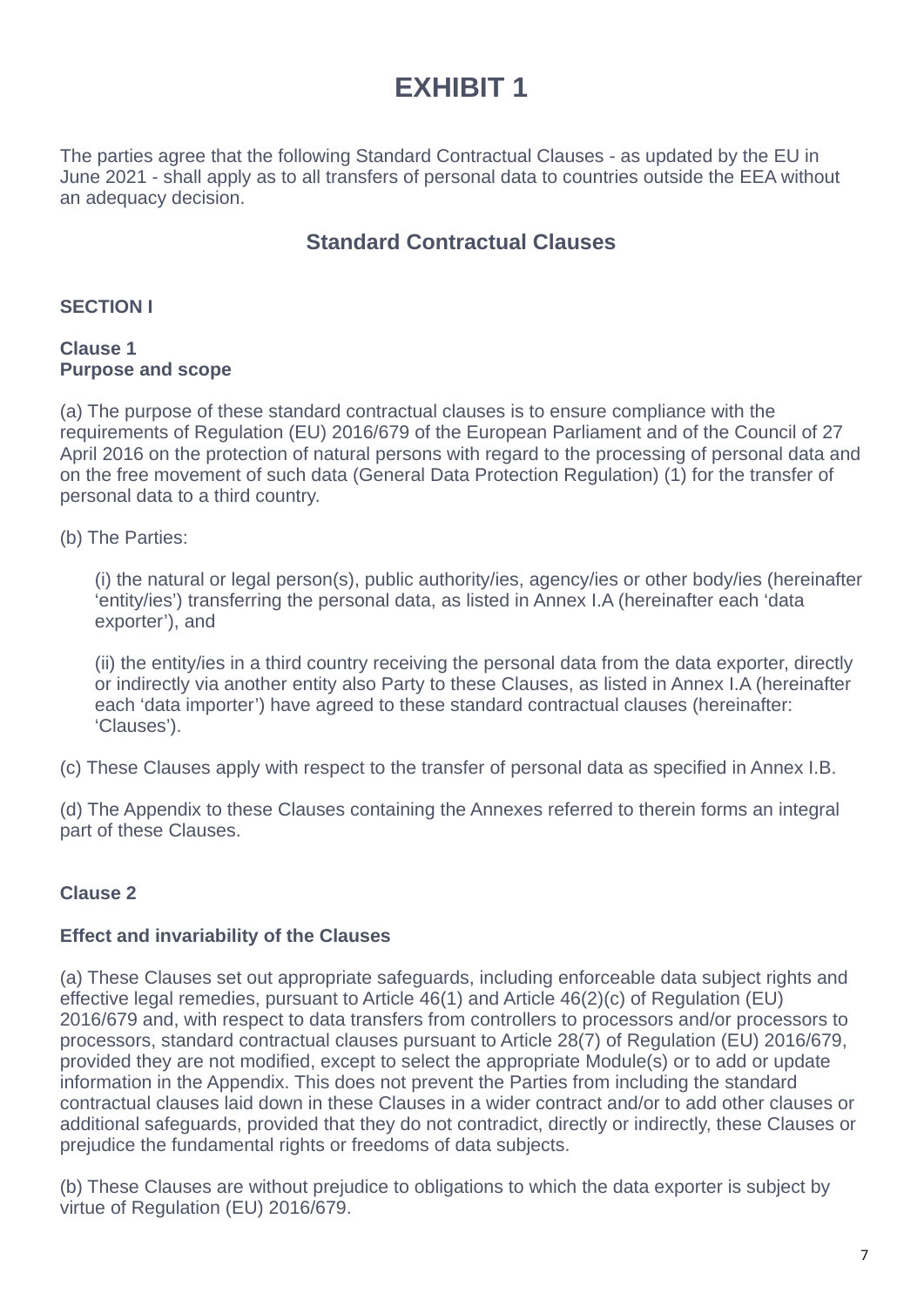# EXHIBIT 1

The parties agree that the following Standard Contractual Clauses - as updated by the EU in June 2021 - shall apply as to all transfers of personal data to countries outside the EEA without an adequacy decision.

## Standard Contractual Clauses

**SECTION I**

**Clause 1**
**Purpose and scope**

(a) The purpose of these standard contractual clauses is to ensure compliance with the requirements of Regulation (EU) 2016/679 of the European Parliament and of the Council of 27 April 2016 on the protection of natural persons with regard to the processing of personal data and on the free movement of such data (General Data Protection Regulation) (1) for the transfer of personal data to a third country.

(b) The Parties:

(i) the natural or legal person(s), public authority/ies, agency/ies or other body/ies (hereinafter 'entity/ies') transferring the personal data, as listed in Annex I.A (hereinafter each 'data exporter'), and

(ii) the entity/ies in a third country receiving the personal data from the data exporter, directly or indirectly via another entity also Party to these Clauses, as listed in Annex I.A (hereinafter each 'data importer') have agreed to these standard contractual clauses (hereinafter: 'Clauses').

(c) These Clauses apply with respect to the transfer of personal data as specified in Annex I.B.

(d) The Appendix to these Clauses containing the Annexes referred to therein forms an integral part of these Clauses.

**Clause 2**

**Effect and invariability of the Clauses**

(a) These Clauses set out appropriate safeguards, including enforceable data subject rights and effective legal remedies, pursuant to Article 46(1) and Article 46(2)(c) of Regulation (EU) 2016/679 and, with respect to data transfers from controllers to processors and/or processors to processors, standard contractual clauses pursuant to Article 28(7) of Regulation (EU) 2016/679, provided they are not modified, except to select the appropriate Module(s) or to add or update information in the Appendix. This does not prevent the Parties from including the standard contractual clauses laid down in these Clauses in a wider contract and/or to add other clauses or additional safeguards, provided that they do not contradict, directly or indirectly, these Clauses or prejudice the fundamental rights or freedoms of data subjects.

(b) These Clauses are without prejudice to obligations to which the data exporter is subject by virtue of Regulation (EU) 2016/679.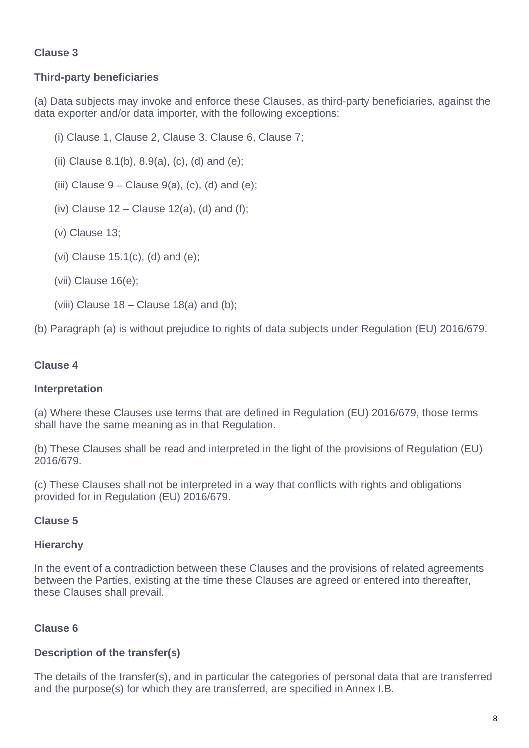**Clause 3**

**Third-party beneficiaries**

(a) Data subjects may invoke and enforce these Clauses, as third-party beneficiaries, against the data exporter and/or data importer, with the following exceptions:

(i) Clause 1, Clause 2, Clause 3, Clause 6, Clause 7;

(ii) Clause 8.1(b), 8.9(a), (c), (d) and (e);

(iii) Clause 9 – Clause 9(a), (c), (d) and (e);

(iv) Clause 12 – Clause 12(a), (d) and (f);

(v) Clause 13;

(vi) Clause 15.1(c), (d) and (e);

(vii) Clause 16(e);

(viii) Clause 18 – Clause 18(a) and (b);

(b) Paragraph (a) is without prejudice to rights of data subjects under Regulation (EU) 2016/679.

**Clause 4**

**Interpretation**

(a) Where these Clauses use terms that are defined in Regulation (EU) 2016/679, those terms shall have the same meaning as in that Regulation.

(b) These Clauses shall be read and interpreted in the light of the provisions of Regulation (EU) 2016/679.

(c) These Clauses shall not be interpreted in a way that conflicts with rights and obligations provided for in Regulation (EU) 2016/679.

**Clause 5**

**Hierarchy**

In the event of a contradiction between these Clauses and the provisions of related agreements between the Parties, existing at the time these Clauses are agreed or entered into thereafter, these Clauses shall prevail.

**Clause 6**

**Description of the transfer(s)**

The details of the transfer(s), and in particular the categories of personal data that are transferred and the purpose(s) for which they are transferred, are specified in Annex I.B.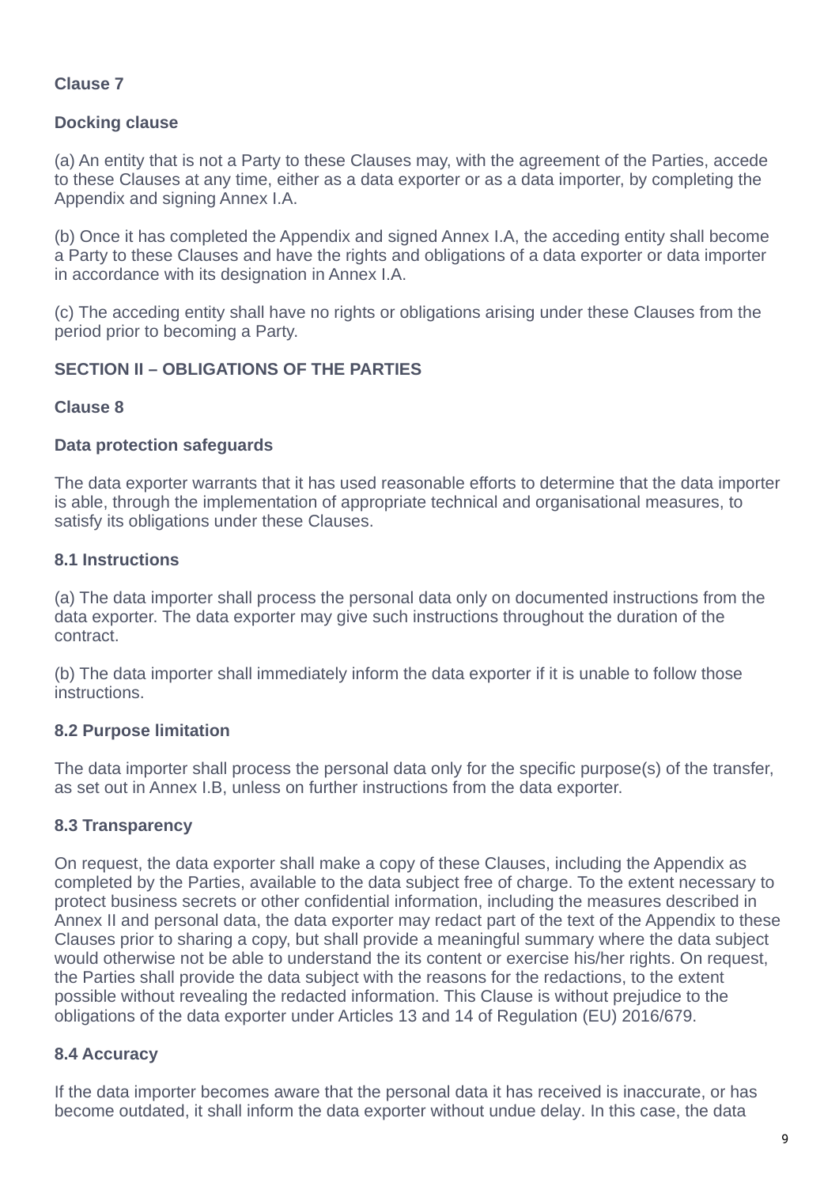**Clause 7**

**Docking clause**

(a) An entity that is not a Party to these Clauses may, with the agreement of the Parties, accede to these Clauses at any time, either as a data exporter or as a data importer, by completing the Appendix and signing Annex I.A.

(b) Once it has completed the Appendix and signed Annex I.A, the acceding entity shall become a Party to these Clauses and have the rights and obligations of a data exporter or data importer in accordance with its designation in Annex I.A.

(c) The acceding entity shall have no rights or obligations arising under these Clauses from the period prior to becoming a Party.

**SECTION II – OBLIGATIONS OF THE PARTIES**

**Clause 8**

**Data protection safeguards**

The data exporter warrants that it has used reasonable efforts to determine that the data importer is able, through the implementation of appropriate technical and organisational measures, to satisfy its obligations under these Clauses.

**8.1 Instructions**

(a) The data importer shall process the personal data only on documented instructions from the data exporter. The data exporter may give such instructions throughout the duration of the contract.

(b) The data importer shall immediately inform the data exporter if it is unable to follow those instructions.

**8.2 Purpose limitation**

The data importer shall process the personal data only for the specific purpose(s) of the transfer, as set out in Annex I.B, unless on further instructions from the data exporter.

**8.3 Transparency**

On request, the data exporter shall make a copy of these Clauses, including the Appendix as completed by the Parties, available to the data subject free of charge. To the extent necessary to protect business secrets or other confidential information, including the measures described in Annex II and personal data, the data exporter may redact part of the text of the Appendix to these Clauses prior to sharing a copy, but shall provide a meaningful summary where the data subject would otherwise not be able to understand the its content or exercise his/her rights. On request, the Parties shall provide the data subject with the reasons for the redactions, to the extent possible without revealing the redacted information. This Clause is without prejudice to the obligations of the data exporter under Articles 13 and 14 of Regulation (EU) 2016/679.

**8.4 Accuracy**

If the data importer becomes aware that the personal data it has received is inaccurate, or has become outdated, it shall inform the data exporter without undue delay. In this case, the data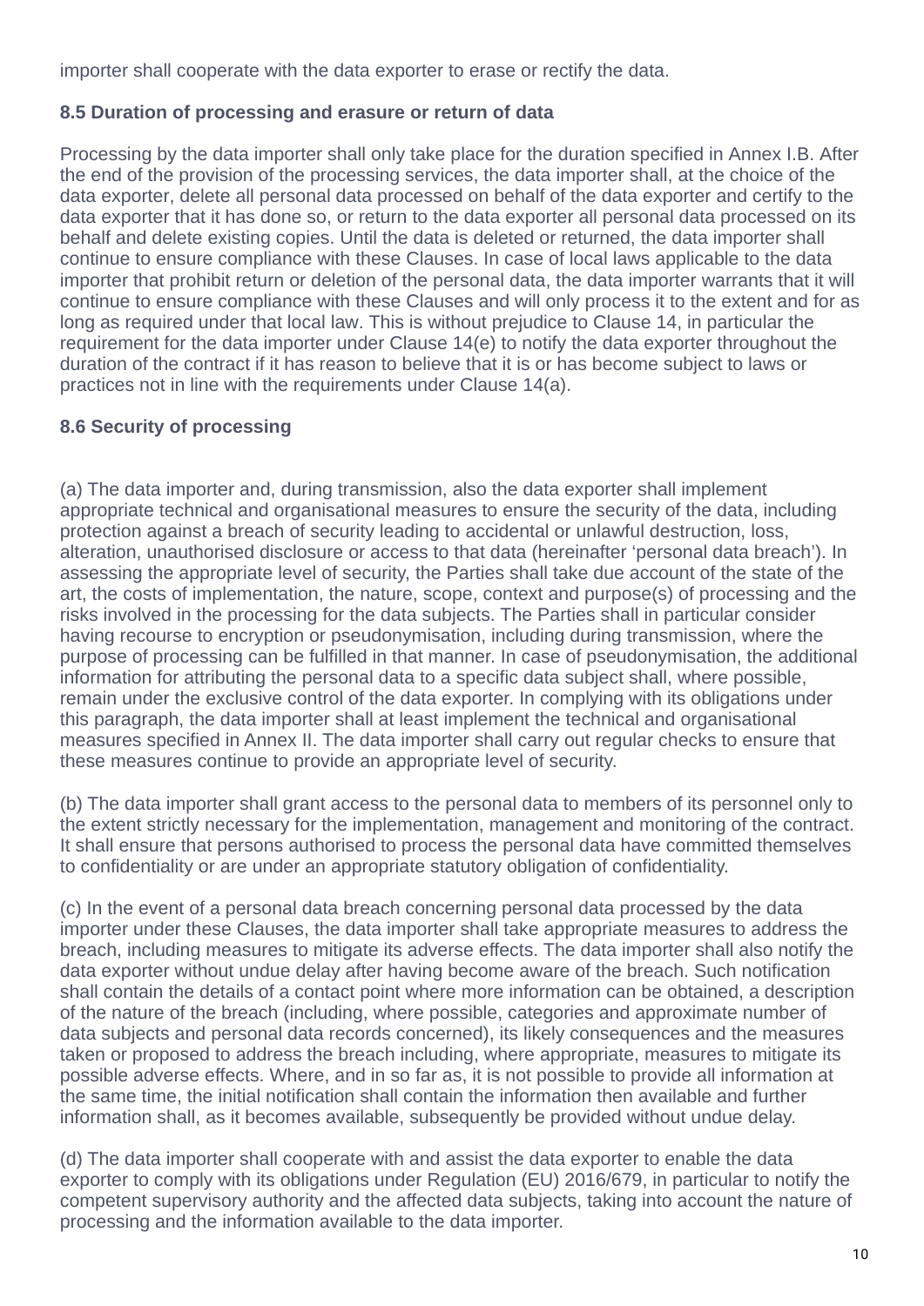importer shall cooperate with the data exporter to erase or rectify the data.

### 8.5 Duration of processing and erasure or return of data

Processing by the data importer shall only take place for the duration specified in Annex I.B. After the end of the provision of the processing services, the data importer shall, at the choice of the data exporter, delete all personal data processed on behalf of the data exporter and certify to the data exporter that it has done so, or return to the data exporter all personal data processed on its behalf and delete existing copies. Until the data is deleted or returned, the data importer shall continue to ensure compliance with these Clauses. In case of local laws applicable to the data importer that prohibit return or deletion of the personal data, the data importer warrants that it will continue to ensure compliance with these Clauses and will only process it to the extent and for as long as required under that local law. This is without prejudice to Clause 14, in particular the requirement for the data importer under Clause 14(e) to notify the data exporter throughout the duration of the contract if it has reason to believe that it is or has become subject to laws or practices not in line with the requirements under Clause 14(a).

### 8.6 Security of processing

(a) The data importer and, during transmission, also the data exporter shall implement appropriate technical and organisational measures to ensure the security of the data, including protection against a breach of security leading to accidental or unlawful destruction, loss, alteration, unauthorised disclosure or access to that data (hereinafter ‘personal data breach’). In assessing the appropriate level of security, the Parties shall take due account of the state of the art, the costs of implementation, the nature, scope, context and purpose(s) of processing and the risks involved in the processing for the data subjects. The Parties shall in particular consider having recourse to encryption or pseudonymisation, including during transmission, where the purpose of processing can be fulfilled in that manner. In case of pseudonymisation, the additional information for attributing the personal data to a specific data subject shall, where possible, remain under the exclusive control of the data exporter. In complying with its obligations under this paragraph, the data importer shall at least implement the technical and organisational measures specified in Annex II. The data importer shall carry out regular checks to ensure that these measures continue to provide an appropriate level of security.

(b) The data importer shall grant access to the personal data to members of its personnel only to the extent strictly necessary for the implementation, management and monitoring of the contract. It shall ensure that persons authorised to process the personal data have committed themselves to confidentiality or are under an appropriate statutory obligation of confidentiality.

(c) In the event of a personal data breach concerning personal data processed by the data importer under these Clauses, the data importer shall take appropriate measures to address the breach, including measures to mitigate its adverse effects. The data importer shall also notify the data exporter without undue delay after having become aware of the breach. Such notification shall contain the details of a contact point where more information can be obtained, a description of the nature of the breach (including, where possible, categories and approximate number of data subjects and personal data records concerned), its likely consequences and the measures taken or proposed to address the breach including, where appropriate, measures to mitigate its possible adverse effects. Where, and in so far as, it is not possible to provide all information at the same time, the initial notification shall contain the information then available and further information shall, as it becomes available, subsequently be provided without undue delay.

(d) The data importer shall cooperate with and assist the data exporter to enable the data exporter to comply with its obligations under Regulation (EU) 2016/679, in particular to notify the competent supervisory authority and the affected data subjects, taking into account the nature of processing and the information available to the data importer.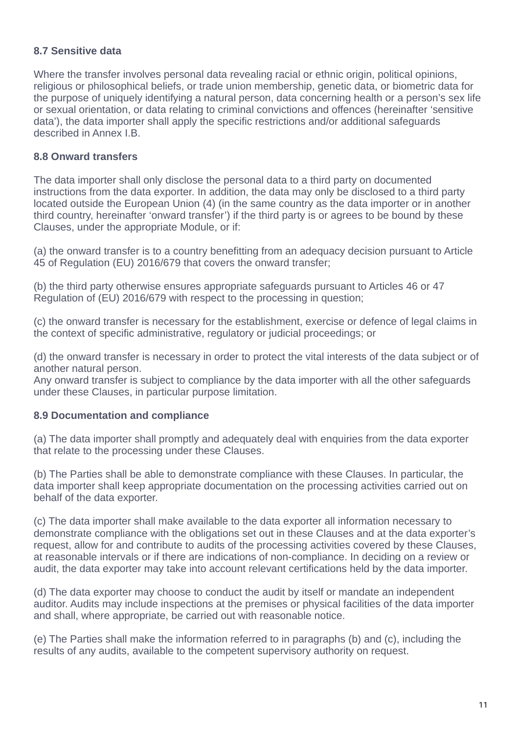**8.7 Sensitive data**

Where the transfer involves personal data revealing racial or ethnic origin, political opinions, religious or philosophical beliefs, or trade union membership, genetic data, or biometric data for the purpose of uniquely identifying a natural person, data concerning health or a person's sex life or sexual orientation, or data relating to criminal convictions and offences (hereinafter 'sensitive data'), the data importer shall apply the specific restrictions and/or additional safeguards described in Annex I.B.

**8.8 Onward transfers**

The data importer shall only disclose the personal data to a third party on documented instructions from the data exporter. In addition, the data may only be disclosed to a third party located outside the European Union (4) (in the same country as the data importer or in another third country, hereinafter 'onward transfer') if the third party is or agrees to be bound by these Clauses, under the appropriate Module, or if:

(a) the onward transfer is to a country benefitting from an adequacy decision pursuant to Article 45 of Regulation (EU) 2016/679 that covers the onward transfer;

(b) the third party otherwise ensures appropriate safeguards pursuant to Articles 46 or 47 Regulation of (EU) 2016/679 with respect to the processing in question;

(c) the onward transfer is necessary for the establishment, exercise or defence of legal claims in the context of specific administrative, regulatory or judicial proceedings; or

(d) the onward transfer is necessary in order to protect the vital interests of the data subject or of another natural person.
Any onward transfer is subject to compliance by the data importer with all the other safeguards under these Clauses, in particular purpose limitation.

**8.9 Documentation and compliance**

(a) The data importer shall promptly and adequately deal with enquiries from the data exporter that relate to the processing under these Clauses.

(b) The Parties shall be able to demonstrate compliance with these Clauses. In particular, the data importer shall keep appropriate documentation on the processing activities carried out on behalf of the data exporter.

(c) The data importer shall make available to the data exporter all information necessary to demonstrate compliance with the obligations set out in these Clauses and at the data exporter's request, allow for and contribute to audits of the processing activities covered by these Clauses, at reasonable intervals or if there are indications of non-compliance. In deciding on a review or audit, the data exporter may take into account relevant certifications held by the data importer.

(d) The data exporter may choose to conduct the audit by itself or mandate an independent auditor. Audits may include inspections at the premises or physical facilities of the data importer and shall, where appropriate, be carried out with reasonable notice.

(e) The Parties shall make the information referred to in paragraphs (b) and (c), including the results of any audits, available to the competent supervisory authority on request.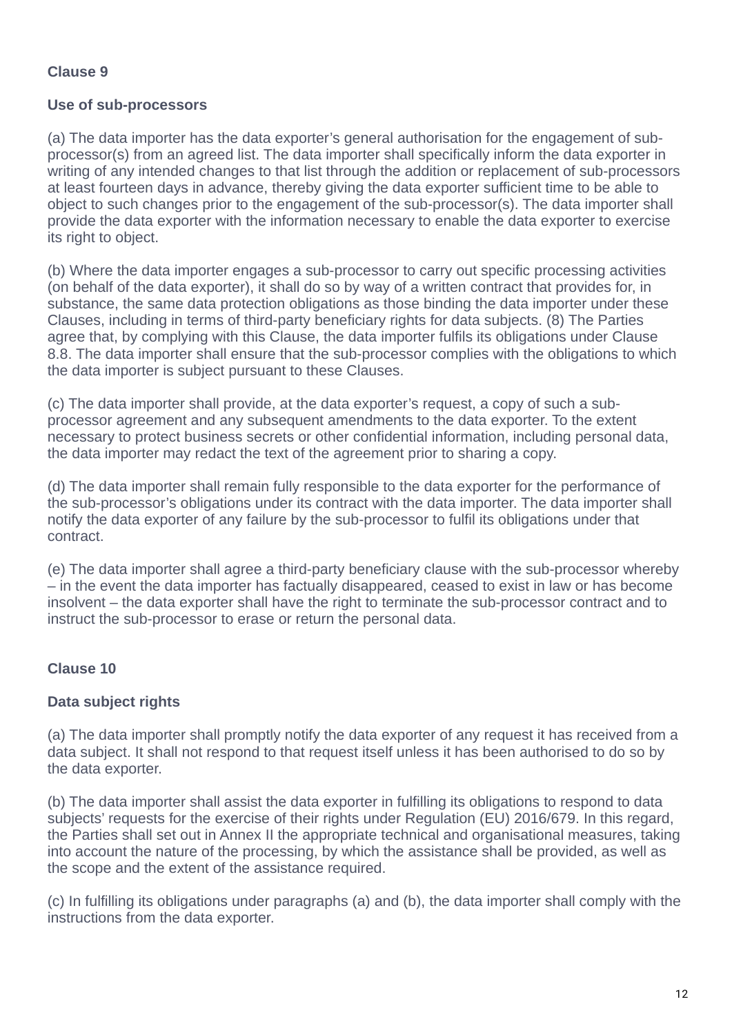**Clause 9**

**Use of sub-processors**

(a) The data importer has the data exporter’s general authorisation for the engagement of sub-processor(s) from an agreed list. The data importer shall specifically inform the data exporter in writing of any intended changes to that list through the addition or replacement of sub-processors at least fourteen days in advance, thereby giving the data exporter sufficient time to be able to object to such changes prior to the engagement of the sub-processor(s). The data importer shall provide the data exporter with the information necessary to enable the data exporter to exercise its right to object.

(b) Where the data importer engages a sub-processor to carry out specific processing activities (on behalf of the data exporter), it shall do so by way of a written contract that provides for, in substance, the same data protection obligations as those binding the data importer under these Clauses, including in terms of third-party beneficiary rights for data subjects. (8) The Parties agree that, by complying with this Clause, the data importer fulfils its obligations under Clause 8.8. The data importer shall ensure that the sub-processor complies with the obligations to which the data importer is subject pursuant to these Clauses.

(c) The data importer shall provide, at the data exporter’s request, a copy of such a sub-processor agreement and any subsequent amendments to the data exporter. To the extent necessary to protect business secrets or other confidential information, including personal data, the data importer may redact the text of the agreement prior to sharing a copy.

(d) The data importer shall remain fully responsible to the data exporter for the performance of the sub-processor’s obligations under its contract with the data importer. The data importer shall notify the data exporter of any failure by the sub-processor to fulfil its obligations under that contract.

(e) The data importer shall agree a third-party beneficiary clause with the sub-processor whereby – in the event the data importer has factually disappeared, ceased to exist in law or has become insolvent – the data exporter shall have the right to terminate the sub-processor contract and to instruct the sub-processor to erase or return the personal data.

**Clause 10**

**Data subject rights**

(a) The data importer shall promptly notify the data exporter of any request it has received from a data subject. It shall not respond to that request itself unless it has been authorised to do so by the data exporter.

(b) The data importer shall assist the data exporter in fulfilling its obligations to respond to data subjects’ requests for the exercise of their rights under Regulation (EU) 2016/679. In this regard, the Parties shall set out in Annex II the appropriate technical and organisational measures, taking into account the nature of the processing, by which the assistance shall be provided, as well as the scope and the extent of the assistance required.

(c) In fulfilling its obligations under paragraphs (a) and (b), the data importer shall comply with the instructions from the data exporter.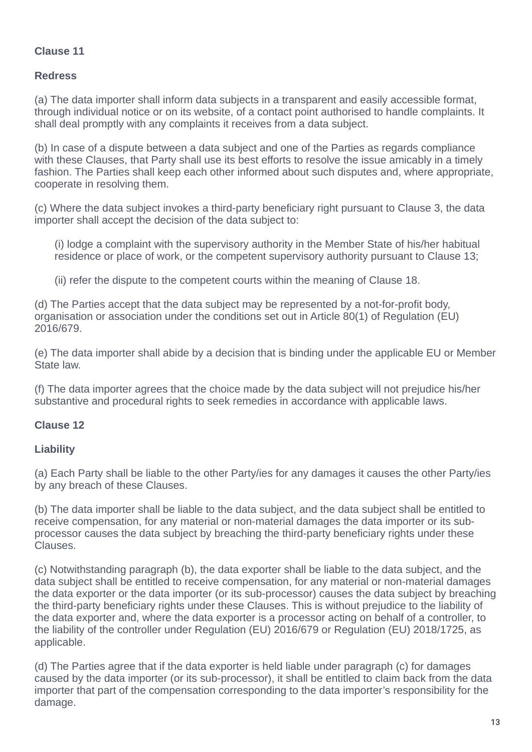**Clause 11**

**Redress**

(a) The data importer shall inform data subjects in a transparent and easily accessible format, through individual notice or on its website, of a contact point authorised to handle complaints. It shall deal promptly with any complaints it receives from a data subject.

(b) In case of a dispute between a data subject and one of the Parties as regards compliance with these Clauses, that Party shall use its best efforts to resolve the issue amicably in a timely fashion. The Parties shall keep each other informed about such disputes and, where appropriate, cooperate in resolving them.

(c) Where the data subject invokes a third-party beneficiary right pursuant to Clause 3, the data importer shall accept the decision of the data subject to:

(i) lodge a complaint with the supervisory authority in the Member State of his/her habitual residence or place of work, or the competent supervisory authority pursuant to Clause 13;

(ii) refer the dispute to the competent courts within the meaning of Clause 18.

(d) The Parties accept that the data subject may be represented by a not-for-profit body, organisation or association under the conditions set out in Article 80(1) of Regulation (EU) 2016/679.

(e) The data importer shall abide by a decision that is binding under the applicable EU or Member State law.

(f) The data importer agrees that the choice made by the data subject will not prejudice his/her substantive and procedural rights to seek remedies in accordance with applicable laws.

**Clause 12**

**Liability**

(a) Each Party shall be liable to the other Party/ies for any damages it causes the other Party/ies by any breach of these Clauses.

(b) The data importer shall be liable to the data subject, and the data subject shall be entitled to receive compensation, for any material or non-material damages the data importer or its sub-processor causes the data subject by breaching the third-party beneficiary rights under these Clauses.

(c) Notwithstanding paragraph (b), the data exporter shall be liable to the data subject, and the data subject shall be entitled to receive compensation, for any material or non-material damages the data exporter or the data importer (or its sub-processor) causes the data subject by breaching the third-party beneficiary rights under these Clauses. This is without prejudice to the liability of the data exporter and, where the data exporter is a processor acting on behalf of a controller, to the liability of the controller under Regulation (EU) 2016/679 or Regulation (EU) 2018/1725, as applicable.

(d) The Parties agree that if the data exporter is held liable under paragraph (c) for damages caused by the data importer (or its sub-processor), it shall be entitled to claim back from the data importer that part of the compensation corresponding to the data importer's responsibility for the damage.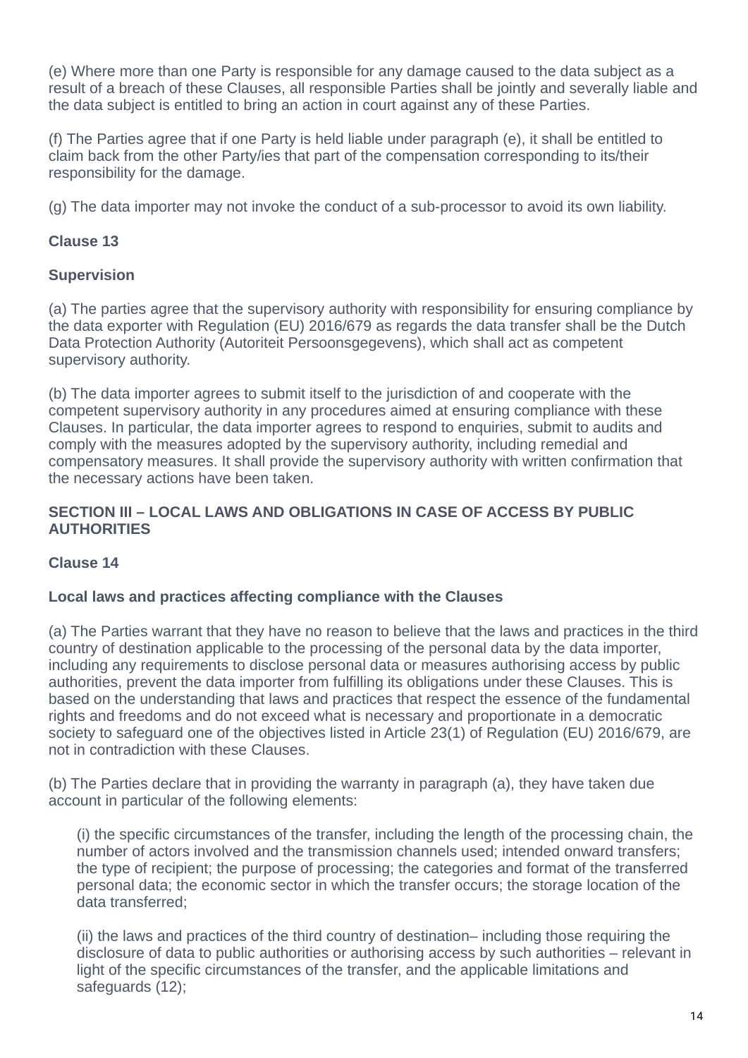(e) Where more than one Party is responsible for any damage caused to the data subject as a result of a breach of these Clauses, all responsible Parties shall be jointly and severally liable and the data subject is entitled to bring an action in court against any of these Parties.

(f) The Parties agree that if one Party is held liable under paragraph (e), it shall be entitled to claim back from the other Party/ies that part of the compensation corresponding to its/their responsibility for the damage.

(g) The data importer may not invoke the conduct of a sub-processor to avoid its own liability.

**Clause 13**

**Supervision**

(a) The parties agree that the supervisory authority with responsibility for ensuring compliance by the data exporter with Regulation (EU) 2016/679 as regards the data transfer shall be the Dutch Data Protection Authority (Autoriteit Persoonsgegevens), which shall act as competent supervisory authority.

(b) The data importer agrees to submit itself to the jurisdiction of and cooperate with the competent supervisory authority in any procedures aimed at ensuring compliance with these Clauses. In particular, the data importer agrees to respond to enquiries, submit to audits and comply with the measures adopted by the supervisory authority, including remedial and compensatory measures. It shall provide the supervisory authority with written confirmation that the necessary actions have been taken.

## SECTION III – LOCAL LAWS AND OBLIGATIONS IN CASE OF ACCESS BY PUBLIC AUTHORITIES

**Clause 14**

**Local laws and practices affecting compliance with the Clauses**

(a) The Parties warrant that they have no reason to believe that the laws and practices in the third country of destination applicable to the processing of the personal data by the data importer, including any requirements to disclose personal data or measures authorising access by public authorities, prevent the data importer from fulfilling its obligations under these Clauses. This is based on the understanding that laws and practices that respect the essence of the fundamental rights and freedoms and do not exceed what is necessary and proportionate in a democratic society to safeguard one of the objectives listed in Article 23(1) of Regulation (EU) 2016/679, are not in contradiction with these Clauses.

(b) The Parties declare that in providing the warranty in paragraph (a), they have taken due account in particular of the following elements:

(i) the specific circumstances of the transfer, including the length of the processing chain, the number of actors involved and the transmission channels used; intended onward transfers; the type of recipient; the purpose of processing; the categories and format of the transferred personal data; the economic sector in which the transfer occurs; the storage location of the data transferred;

(ii) the laws and practices of the third country of destination– including those requiring the disclosure of data to public authorities or authorising access by such authorities – relevant in light of the specific circumstances of the transfer, and the applicable limitations and safeguards (12);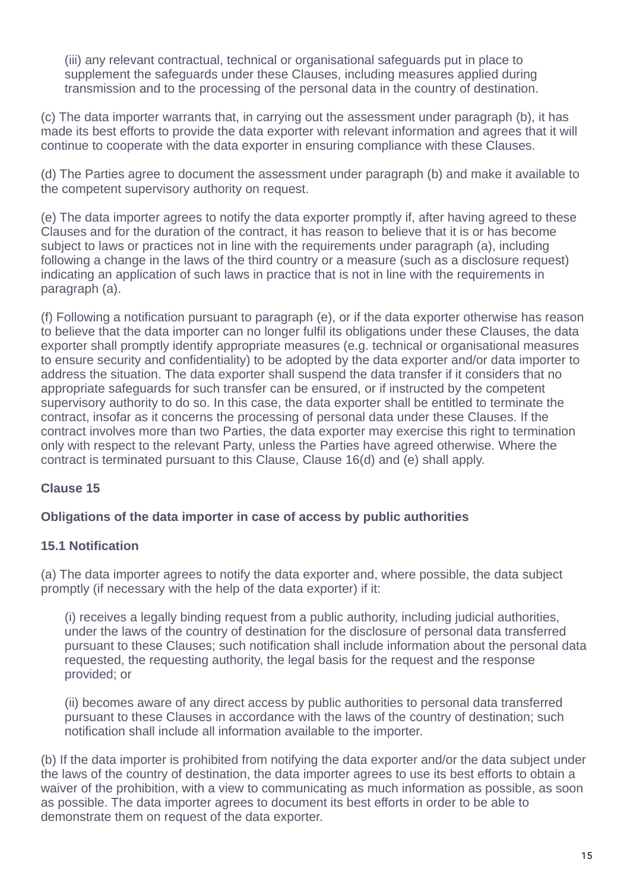(iii) any relevant contractual, technical or organisational safeguards put in place to supplement the safeguards under these Clauses, including measures applied during transmission and to the processing of the personal data in the country of destination.

(c) The data importer warrants that, in carrying out the assessment under paragraph (b), it has made its best efforts to provide the data exporter with relevant information and agrees that it will continue to cooperate with the data exporter in ensuring compliance with these Clauses.

(d) The Parties agree to document the assessment under paragraph (b) and make it available to the competent supervisory authority on request.

(e) The data importer agrees to notify the data exporter promptly if, after having agreed to these Clauses and for the duration of the contract, it has reason to believe that it is or has become subject to laws or practices not in line with the requirements under paragraph (a), including following a change in the laws of the third country or a measure (such as a disclosure request) indicating an application of such laws in practice that is not in line with the requirements in paragraph (a).

(f) Following a notification pursuant to paragraph (e), or if the data exporter otherwise has reason to believe that the data importer can no longer fulfil its obligations under these Clauses, the data exporter shall promptly identify appropriate measures (e.g. technical or organisational measures to ensure security and confidentiality) to be adopted by the data exporter and/or data importer to address the situation. The data exporter shall suspend the data transfer if it considers that no appropriate safeguards for such transfer can be ensured, or if instructed by the competent supervisory authority to do so. In this case, the data exporter shall be entitled to terminate the contract, insofar as it concerns the processing of personal data under these Clauses. If the contract involves more than two Parties, the data exporter may exercise this right to termination only with respect to the relevant Party, unless the Parties have agreed otherwise. Where the contract is terminated pursuant to this Clause, Clause 16(d) and (e) shall apply.

**Clause 15**

**Obligations of the data importer in case of access by public authorities**

**15.1 Notification**

(a) The data importer agrees to notify the data exporter and, where possible, the data subject promptly (if necessary with the help of the data exporter) if it:

(i) receives a legally binding request from a public authority, including judicial authorities, under the laws of the country of destination for the disclosure of personal data transferred pursuant to these Clauses; such notification shall include information about the personal data requested, the requesting authority, the legal basis for the request and the response provided; or

(ii) becomes aware of any direct access by public authorities to personal data transferred pursuant to these Clauses in accordance with the laws of the country of destination; such notification shall include all information available to the importer.

(b) If the data importer is prohibited from notifying the data exporter and/or the data subject under the laws of the country of destination, the data importer agrees to use its best efforts to obtain a waiver of the prohibition, with a view to communicating as much information as possible, as soon as possible. The data importer agrees to document its best efforts in order to be able to demonstrate them on request of the data exporter.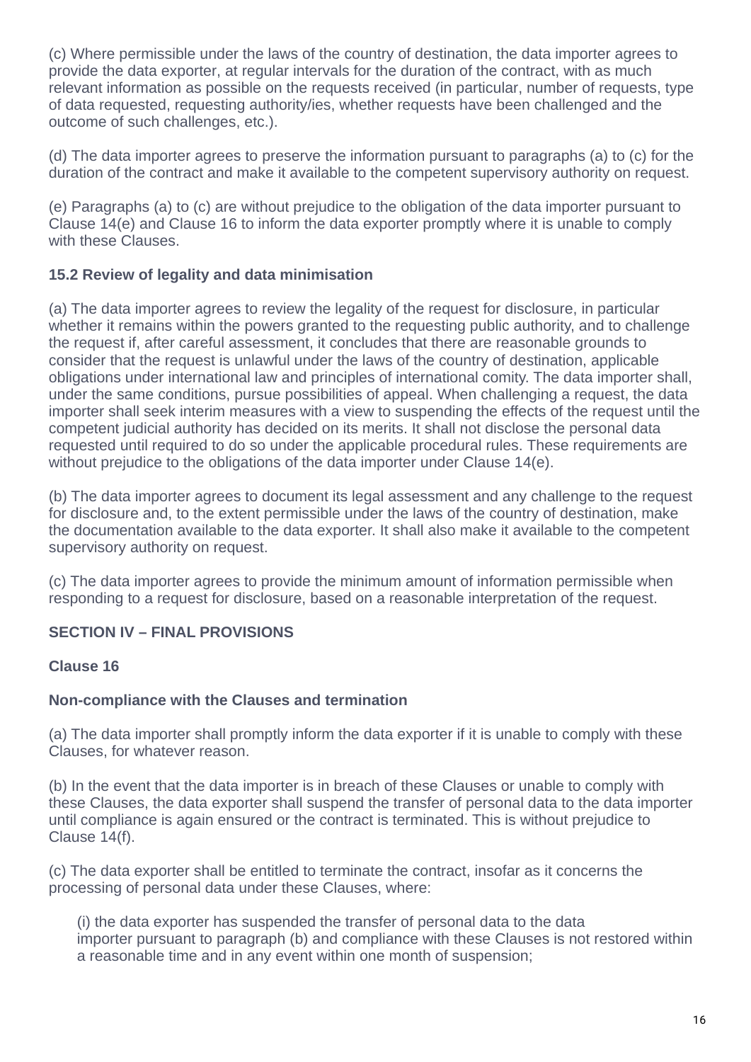(c) Where permissible under the laws of the country of destination, the data importer agrees to provide the data exporter, at regular intervals for the duration of the contract, with as much relevant information as possible on the requests received (in particular, number of requests, type of data requested, requesting authority/ies, whether requests have been challenged and the outcome of such challenges, etc.).

(d) The data importer agrees to preserve the information pursuant to paragraphs (a) to (c) for the duration of the contract and make it available to the competent supervisory authority on request.

(e) Paragraphs (a) to (c) are without prejudice to the obligation of the data importer pursuant to Clause 14(e) and Clause 16 to inform the data exporter promptly where it is unable to comply with these Clauses.

**15.2 Review of legality and data minimisation**

(a) The data importer agrees to review the legality of the request for disclosure, in particular whether it remains within the powers granted to the requesting public authority, and to challenge the request if, after careful assessment, it concludes that there are reasonable grounds to consider that the request is unlawful under the laws of the country of destination, applicable obligations under international law and principles of international comity. The data importer shall, under the same conditions, pursue possibilities of appeal. When challenging a request, the data importer shall seek interim measures with a view to suspending the effects of the request until the competent judicial authority has decided on its merits. It shall not disclose the personal data requested until required to do so under the applicable procedural rules. These requirements are without prejudice to the obligations of the data importer under Clause 14(e).

(b) The data importer agrees to document its legal assessment and any challenge to the request for disclosure and, to the extent permissible under the laws of the country of destination, make the documentation available to the data exporter. It shall also make it available to the competent supervisory authority on request.

(c) The data importer agrees to provide the minimum amount of information permissible when responding to a request for disclosure, based on a reasonable interpretation of the request.

## SECTION IV – FINAL PROVISIONS

### Clause 16

### Non-compliance with the Clauses and termination

(a) The data importer shall promptly inform the data exporter if it is unable to comply with these Clauses, for whatever reason.

(b) In the event that the data importer is in breach of these Clauses or unable to comply with these Clauses, the data exporter shall suspend the transfer of personal data to the data importer until compliance is again ensured or the contract is terminated. This is without prejudice to Clause 14(f).

(c) The data exporter shall be entitled to terminate the contract, insofar as it concerns the processing of personal data under these Clauses, where:

(i) the data exporter has suspended the transfer of personal data to the data importer pursuant to paragraph (b) and compliance with these Clauses is not restored within a reasonable time and in any event within one month of suspension;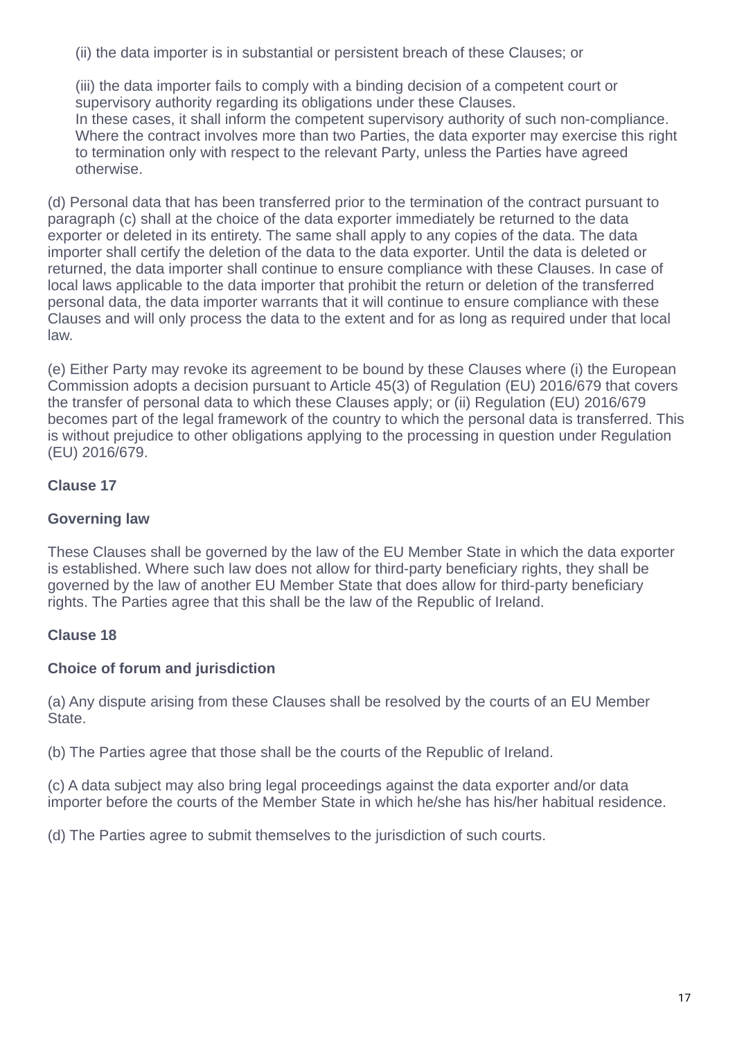(ii) the data importer is in substantial or persistent breach of these Clauses; or

(iii) the data importer fails to comply with a binding decision of a competent court or supervisory authority regarding its obligations under these Clauses.
In these cases, it shall inform the competent supervisory authority of such non-compliance. Where the contract involves more than two Parties, the data exporter may exercise this right to termination only with respect to the relevant Party, unless the Parties have agreed otherwise.

(d) Personal data that has been transferred prior to the termination of the contract pursuant to paragraph (c) shall at the choice of the data exporter immediately be returned to the data exporter or deleted in its entirety. The same shall apply to any copies of the data. The data importer shall certify the deletion of the data to the data exporter. Until the data is deleted or returned, the data importer shall continue to ensure compliance with these Clauses. In case of local laws applicable to the data importer that prohibit the return or deletion of the transferred personal data, the data importer warrants that it will continue to ensure compliance with these Clauses and will only process the data to the extent and for as long as required under that local law.

(e) Either Party may revoke its agreement to be bound by these Clauses where (i) the European Commission adopts a decision pursuant to Article 45(3) of Regulation (EU) 2016/679 that covers the transfer of personal data to which these Clauses apply; or (ii) Regulation (EU) 2016/679 becomes part of the legal framework of the country to which the personal data is transferred. This is without prejudice to other obligations applying to the processing in question under Regulation (EU) 2016/679.

**Clause 17**

**Governing law**

These Clauses shall be governed by the law of the EU Member State in which the data exporter is established. Where such law does not allow for third-party beneficiary rights, they shall be governed by the law of another EU Member State that does allow for third-party beneficiary rights. The Parties agree that this shall be the law of the Republic of Ireland.

**Clause 18**

**Choice of forum and jurisdiction**

(a) Any dispute arising from these Clauses shall be resolved by the courts of an EU Member State.

(b) The Parties agree that those shall be the courts of the Republic of Ireland.

(c) A data subject may also bring legal proceedings against the data exporter and/or data importer before the courts of the Member State in which he/she has his/her habitual residence.

(d) The Parties agree to submit themselves to the jurisdiction of such courts.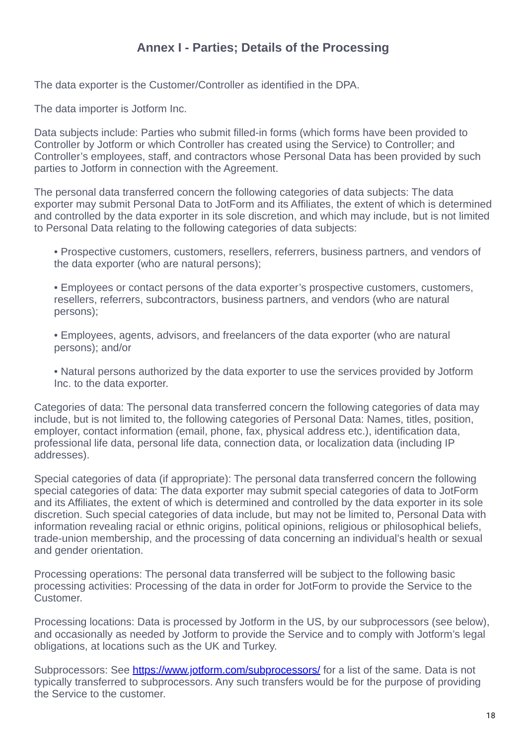## Annex I - Parties; Details of the Processing

The data exporter is the Customer/Controller as identified in the DPA.

The data importer is Jotform Inc.

Data subjects include: Parties who submit filled-in forms (which forms have been provided to Controller by Jotform or which Controller has created using the Service) to Controller; and Controller's employees, staff, and contractors whose Personal Data has been provided by such parties to Jotform in connection with the Agreement.

The personal data transferred concern the following categories of data subjects: The data exporter may submit Personal Data to JotForm and its Affiliates, the extent of which is determined and controlled by the data exporter in its sole discretion, and which may include, but is not limited to Personal Data relating to the following categories of data subjects:

- Prospective customers, customers, resellers, referrers, business partners, and vendors of the data exporter (who are natural persons);
- Employees or contact persons of the data exporter's prospective customers, customers, resellers, referrers, subcontractors, business partners, and vendors (who are natural persons);
- Employees, agents, advisors, and freelancers of the data exporter (who are natural persons); and/or
- Natural persons authorized by the data exporter to use the services provided by Jotform Inc. to the data exporter.

Categories of data: The personal data transferred concern the following categories of data may include, but is not limited to, the following categories of Personal Data: Names, titles, position, employer, contact information (email, phone, fax, physical address etc.), identification data, professional life data, personal life data, connection data, or localization data (including IP addresses).

Special categories of data (if appropriate): The personal data transferred concern the following special categories of data: The data exporter may submit special categories of data to JotForm and its Affiliates, the extent of which is determined and controlled by the data exporter in its sole discretion. Such special categories of data include, but may not be limited to, Personal Data with information revealing racial or ethnic origins, political opinions, religious or philosophical beliefs, trade-union membership, and the processing of data concerning an individual's health or sexual and gender orientation.

Processing operations: The personal data transferred will be subject to the following basic processing activities: Processing of the data in order for JotForm to provide the Service to the Customer.

Processing locations: Data is processed by Jotform in the US, by our subprocessors (see below), and occasionally as needed by Jotform to provide the Service and to comply with Jotform's legal obligations, at locations such as the UK and Turkey.

Subprocessors: See [https://www.jotform.com/subprocessors/](https://www.jotform.com/subprocessors/) for a list of the same. Data is not typically transferred to subprocessors. Any such transfers would be for the purpose of providing the Service to the customer.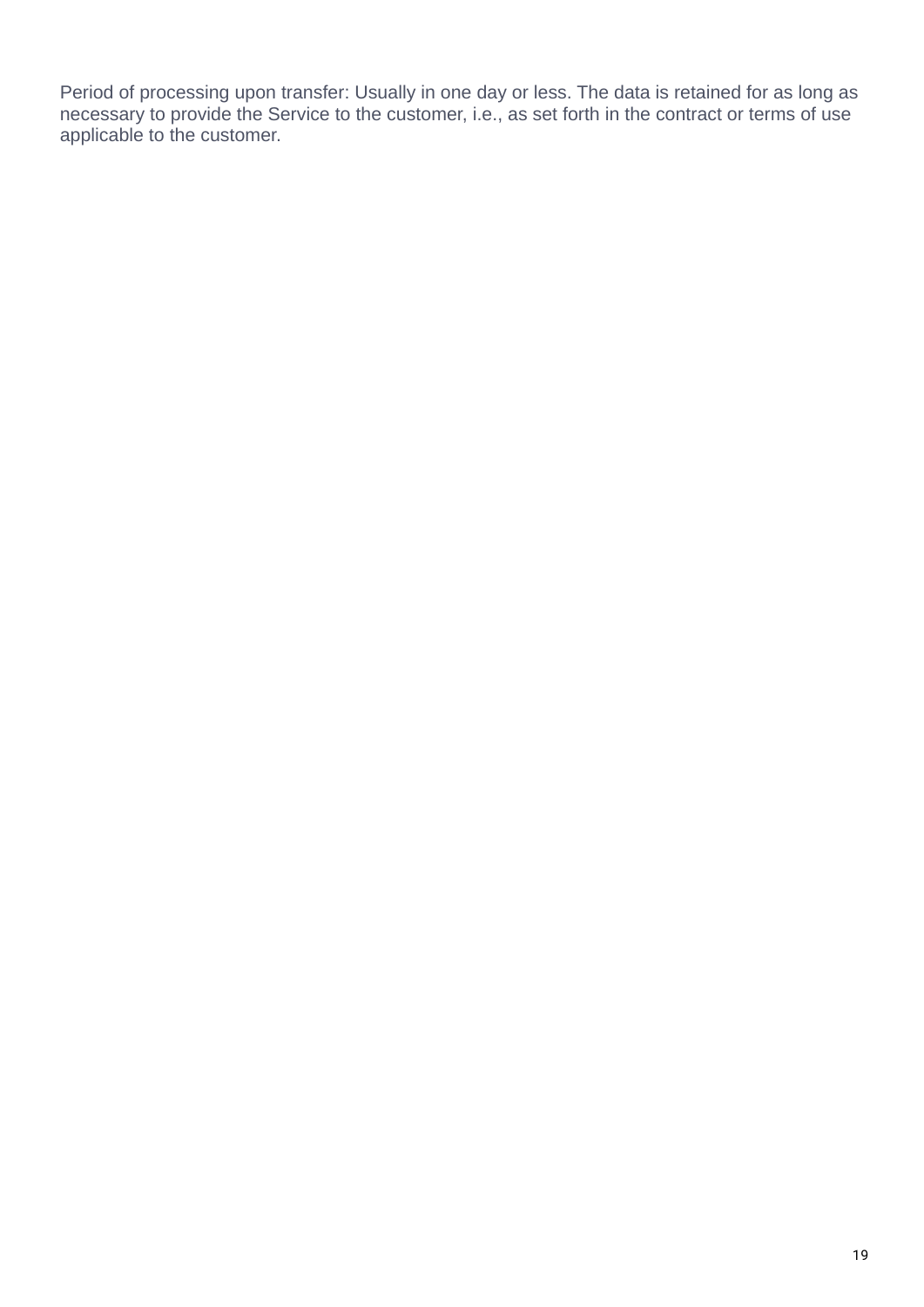Period of processing upon transfer: Usually in one day or less. The data is retained for as long as necessary to provide the Service to the customer, i.e., as set forth in the contract or terms of use applicable to the customer.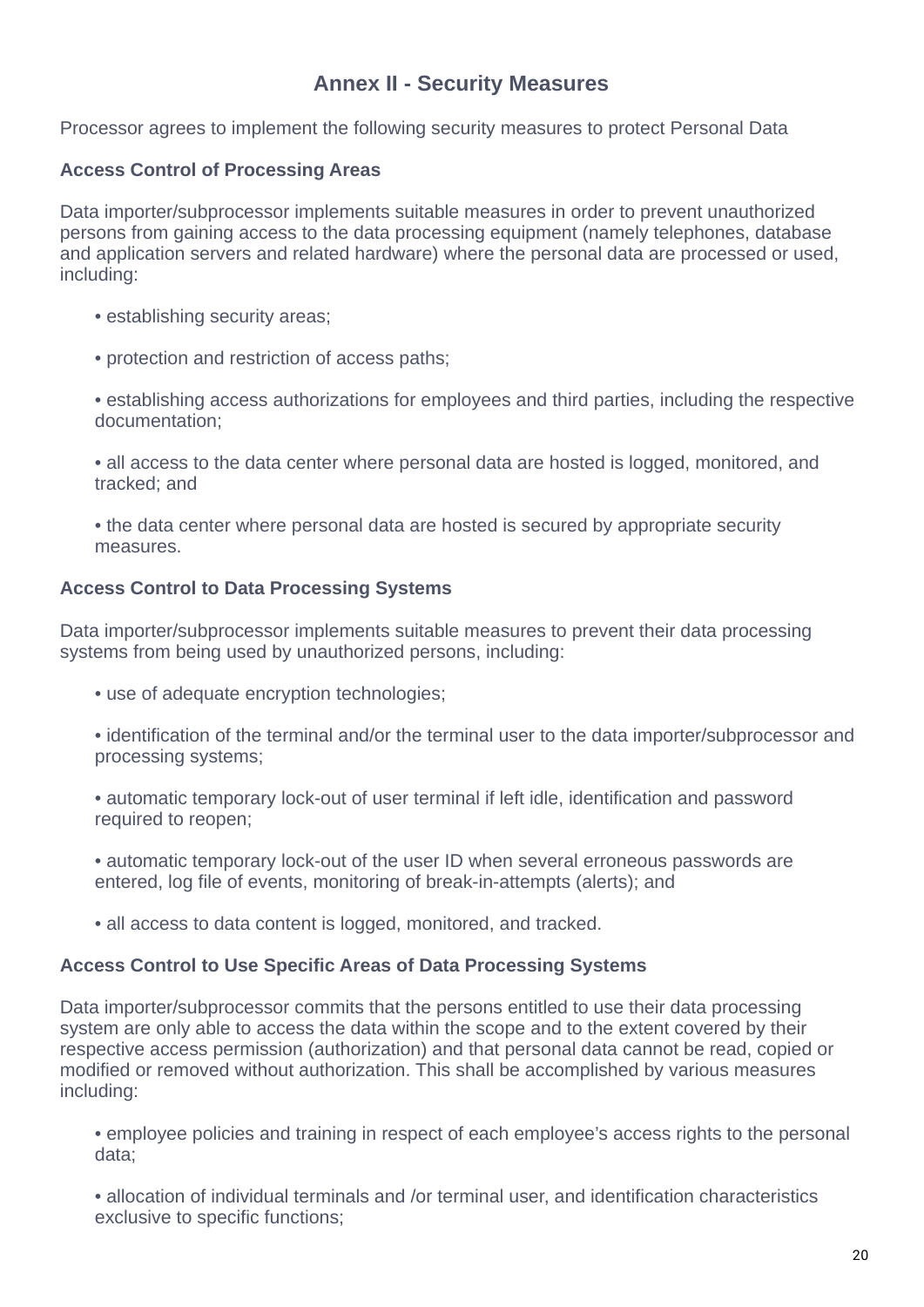## Annex II - Security Measures

Processor agrees to implement the following security measures to protect Personal Data

**Access Control of Processing Areas**

Data importer/subprocessor implements suitable measures in order to prevent unauthorized persons from gaining access to the data processing equipment (namely telephones, database and application servers and related hardware) where the personal data are processed or used, including:

- establishing security areas;
- protection and restriction of access paths;
- establishing access authorizations for employees and third parties, including the respective documentation;
- all access to the data center where personal data are hosted is logged, monitored, and tracked; and
- the data center where personal data are hosted is secured by appropriate security measures.

**Access Control to Data Processing Systems**

Data importer/subprocessor implements suitable measures to prevent their data processing systems from being used by unauthorized persons, including:

- use of adequate encryption technologies;
- identification of the terminal and/or the terminal user to the data importer/subprocessor and processing systems;
- automatic temporary lock-out of user terminal if left idle, identification and password required to reopen;
- automatic temporary lock-out of the user ID when several erroneous passwords are entered, log file of events, monitoring of break-in-attempts (alerts); and
- all access to data content is logged, monitored, and tracked.

**Access Control to Use Specific Areas of Data Processing Systems**

Data importer/subprocessor commits that the persons entitled to use their data processing system are only able to access the data within the scope and to the extent covered by their respective access permission (authorization) and that personal data cannot be read, copied or modified or removed without authorization. This shall be accomplished by various measures including:

- employee policies and training in respect of each employee's access rights to the personal data;
- allocation of individual terminals and /or terminal user, and identification characteristics exclusive to specific functions;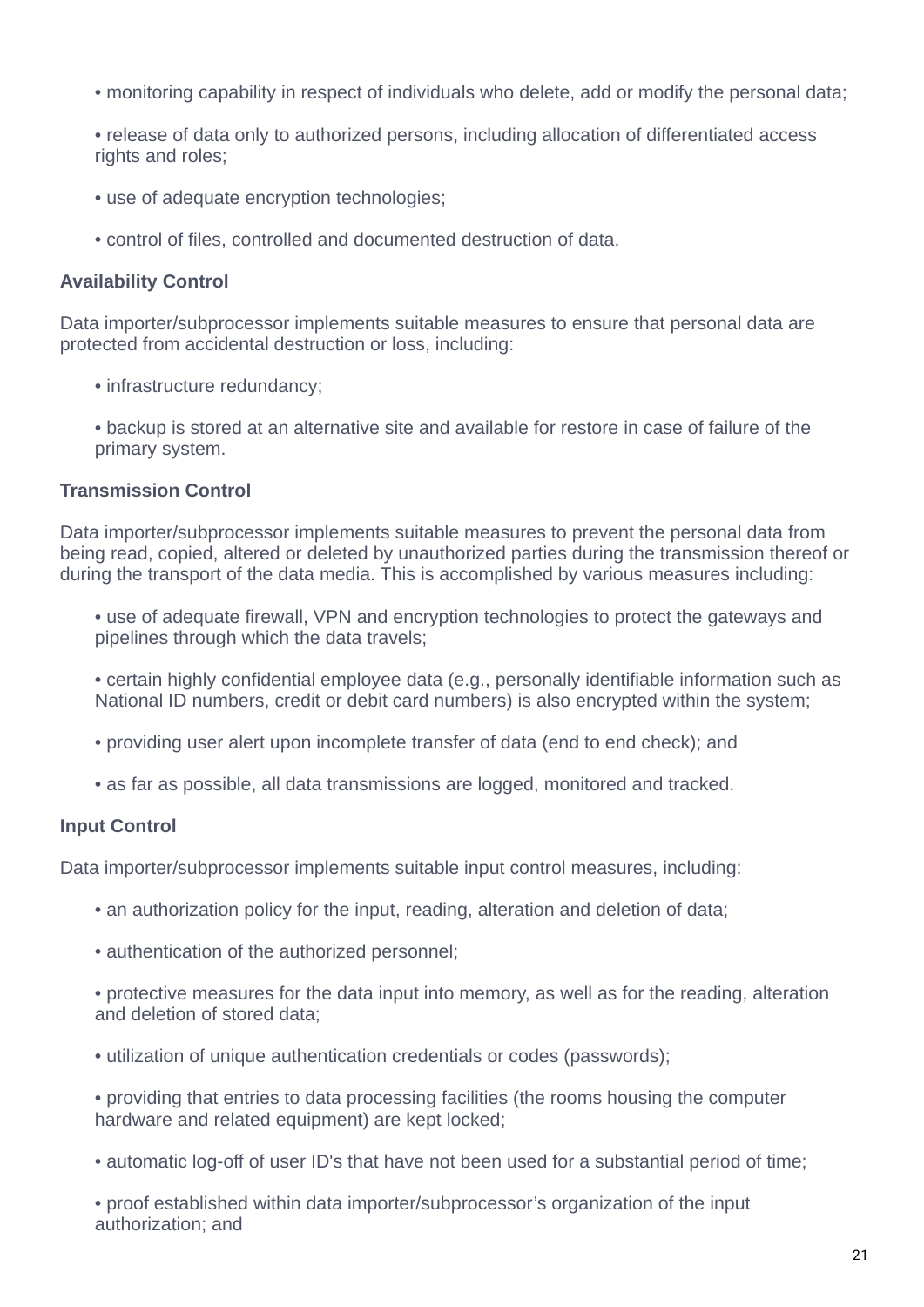- monitoring capability in respect of individuals who delete, add or modify the personal data;
- release of data only to authorized persons, including allocation of differentiated access rights and roles;
- use of adequate encryption technologies;
- control of files, controlled and documented destruction of data.

**Availability Control**

Data importer/subprocessor implements suitable measures to ensure that personal data are protected from accidental destruction or loss, including:

- infrastructure redundancy;
- backup is stored at an alternative site and available for restore in case of failure of the primary system.

**Transmission Control**

Data importer/subprocessor implements suitable measures to prevent the personal data from being read, copied, altered or deleted by unauthorized parties during the transmission thereof or during the transport of the data media. This is accomplished by various measures including:

- use of adequate firewall, VPN and encryption technologies to protect the gateways and pipelines through which the data travels;
- certain highly confidential employee data (e.g., personally identifiable information such as National ID numbers, credit or debit card numbers) is also encrypted within the system;
- providing user alert upon incomplete transfer of data (end to end check); and
- as far as possible, all data transmissions are logged, monitored and tracked.

**Input Control**

Data importer/subprocessor implements suitable input control measures, including:

- an authorization policy for the input, reading, alteration and deletion of data;
- authentication of the authorized personnel;
- protective measures for the data input into memory, as well as for the reading, alteration and deletion of stored data;
- utilization of unique authentication credentials or codes (passwords);
- providing that entries to data processing facilities (the rooms housing the computer hardware and related equipment) are kept locked;
- automatic log-off of user ID's that have not been used for a substantial period of time;
- proof established within data importer/subprocessor's organization of the input authorization; and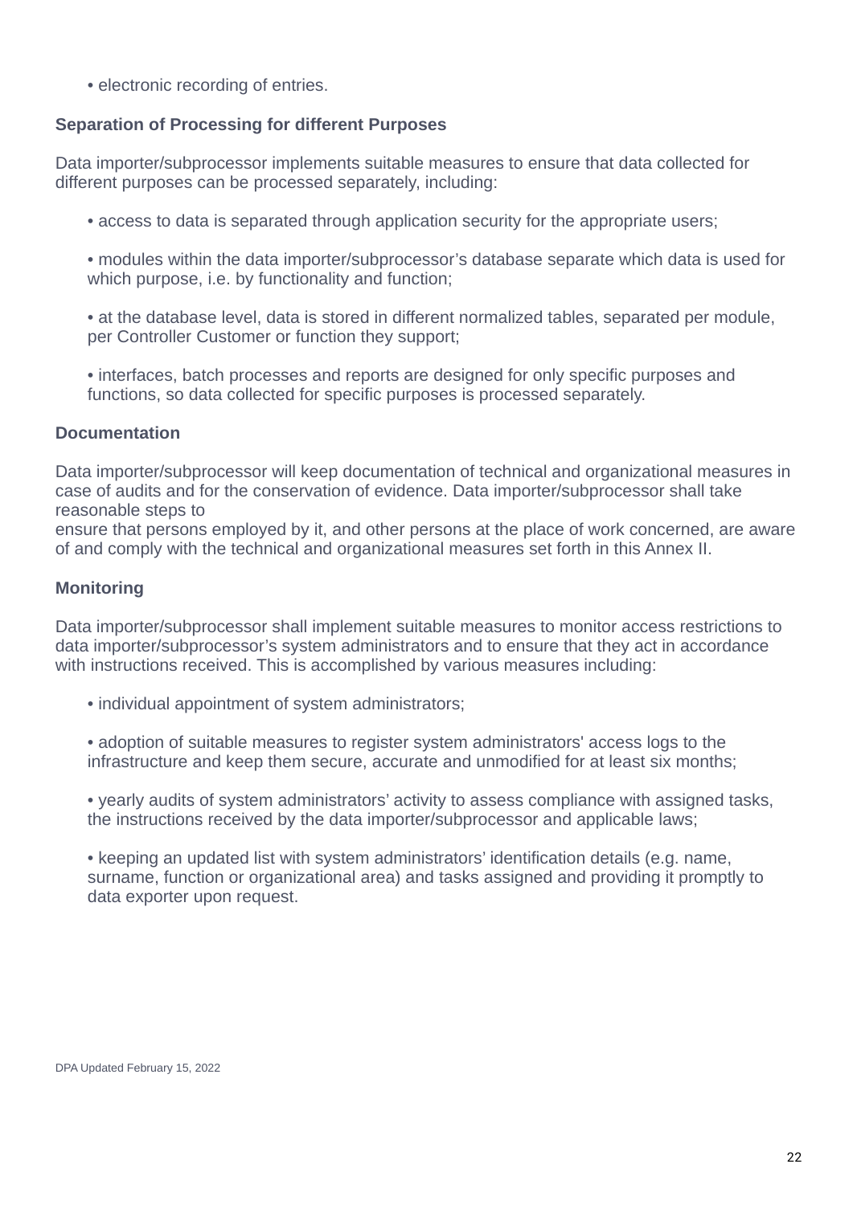• electronic recording of entries.

**Separation of Processing for different Purposes**

Data importer/subprocessor implements suitable measures to ensure that data collected for different purposes can be processed separately, including:

• access to data is separated through application security for the appropriate users;

• modules within the data importer/subprocessor's database separate which data is used for which purpose, i.e. by functionality and function;

• at the database level, data is stored in different normalized tables, separated per module, per Controller Customer or function they support;

• interfaces, batch processes and reports are designed for only specific purposes and functions, so data collected for specific purposes is processed separately.

**Documentation**

Data importer/subprocessor will keep documentation of technical and organizational measures in case of audits and for the conservation of evidence. Data importer/subprocessor shall take reasonable steps to
ensure that persons employed by it, and other persons at the place of work concerned, are aware of and comply with the technical and organizational measures set forth in this Annex II.

**Monitoring**

Data importer/subprocessor shall implement suitable measures to monitor access restrictions to data importer/subprocessor's system administrators and to ensure that they act in accordance with instructions received. This is accomplished by various measures including:

• individual appointment of system administrators;

• adoption of suitable measures to register system administrators' access logs to the infrastructure and keep them secure, accurate and unmodified for at least six months;

• yearly audits of system administrators' activity to assess compliance with assigned tasks, the instructions received by the data importer/subprocessor and applicable laws;

• keeping an updated list with system administrators' identification details (e.g. name, surname, function or organizational area) and tasks assigned and providing it promptly to data exporter upon request.

DPA Updated February 15, 2022